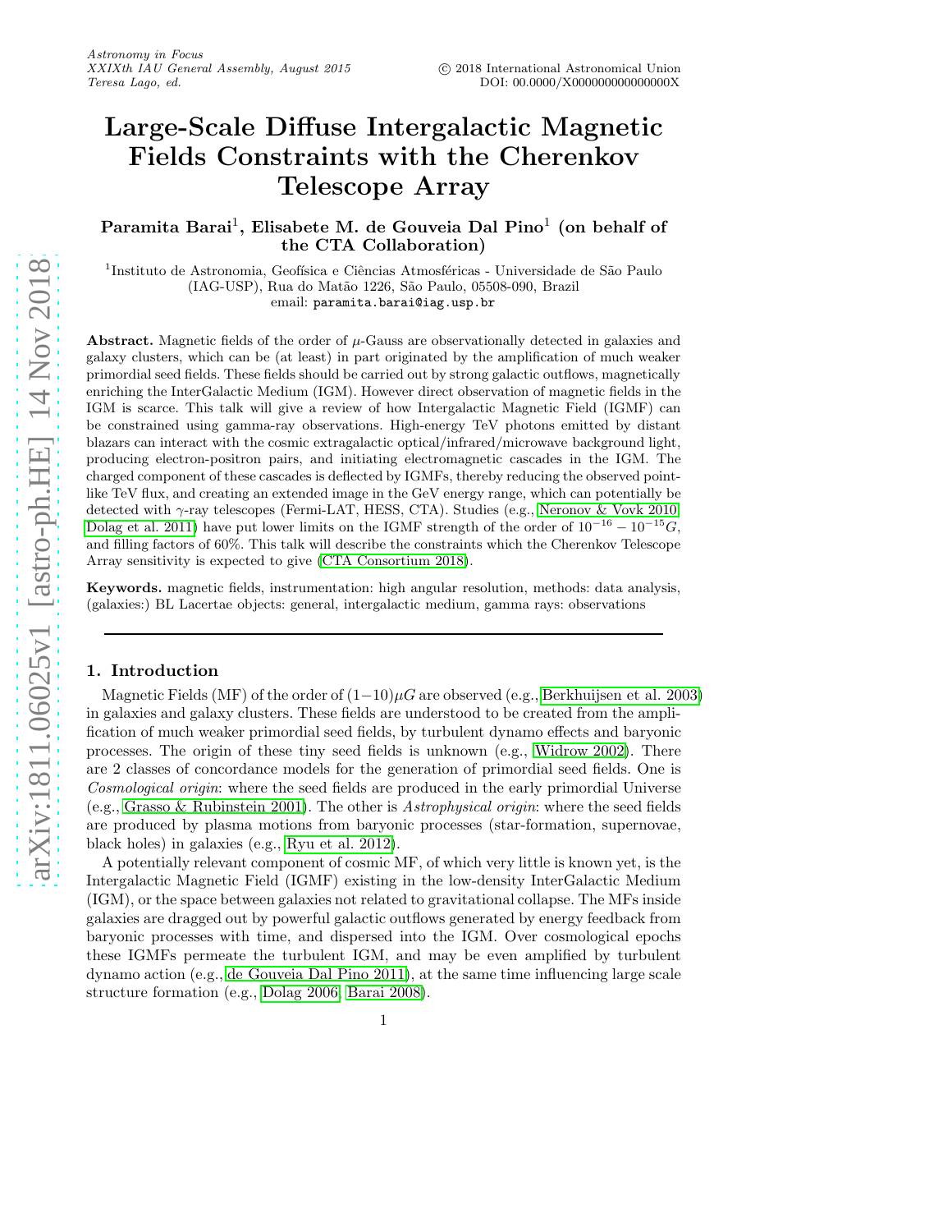# Large-Scale Diffuse Intergalactic Magnetic Fields Constraints with the Cherenkov Telescope Array

**Paramita Barai[1], Elisabete M. de Gouveia Dal Pino[1] (on behalf of the CTA Collaboration)**

[1]Instituto de Astronomia, Geofísica e Ciências Atmosféricas - Universidade de São Paulo (IAG-USP), Rua do Matão 1226, São Paulo, 05508-090, Brazil
email: paramita.barai@iag.usp.br

**Abstract.** Magnetic fields of the order of $\mu$-Gauss are observationally detected in galaxies and galaxy clusters, which can be (at least) in part originated by the amplification of much weaker primordial seed fields. These fields should be carried out by strong galactic outflows, magnetically enriching the InterGalactic Medium (IGM). However direct observation of magnetic fields in the IGM is scarce. This talk will give a review of how Intergalactic Magnetic Field (IGMF) can be constrained using gamma-ray observations. High-energy TeV photons emitted by distant blazars can interact with the cosmic extragalactic optical/infrared/microwave background light, producing electron-positron pairs, and initiating electromagnetic cascades in the IGM. The charged component of these cascades is deflected by IGMFs, thereby reducing the observed point-like TeV flux, and creating an extended image in the GeV energy range, which can potentially be detected with $\gamma$-ray telescopes (Fermi-LAT, HESS, CTA). Studies (e.g., Neronov & Vovk 2010, Dolag et al. 2011) have put lower limits on the IGMF strength of the order of $10^{-16} - 10^{-15} G$, and filling factors of 60%. This talk will describe the constraints which the Cherenkov Telescope Array sensitivity is expected to give (CTA Consortium 2018).

**Keywords.** magnetic fields, instrumentation: high angular resolution, methods: data analysis, (galaxies:) BL Lacertae objects: general, intergalactic medium, gamma rays: observations

## 1. Introduction

Magnetic Fields (MF) of the order of $(1-10)\mu G$ are observed (e.g., Berkhuijsen et al. 2003) in galaxies and galaxy clusters. These fields are understood to be created from the amplification of much weaker primordial seed fields, by turbulent dynamo effects and baryonic processes. The origin of these tiny seed fields is unknown (e.g., Widrow 2002). There are 2 classes of concordance models for the generation of primordial seed fields. One is *Cosmological origin*: where the seed fields are produced in the early primordial Universe (e.g., Grasso & Rubinstein 2001). The other is *Astrophysical origin*: where the seed fields are produced by plasma motions from baryonic processes (star-formation, supernovae, black holes) in galaxies (e.g., Ryu et al. 2012).

A potentially relevant component of cosmic MF, of which very little is known yet, is the Intergalactic Magnetic Field (IGMF) existing in the low-density InterGalactic Medium (IGM), or the space between galaxies not related to gravitational collapse. The MFs inside galaxies are dragged out by powerful galactic outflows generated by energy feedback from baryonic processes with time, and dispersed into the IGM. Over cosmological epochs these IGMFs permeate the turbulent IGM, and may be even amplified by turbulent dynamo action (e.g., de Gouveia Dal Pino 2011), at the same time influencing large scale structure formation (e.g., Dolag 2006, Barai 2008).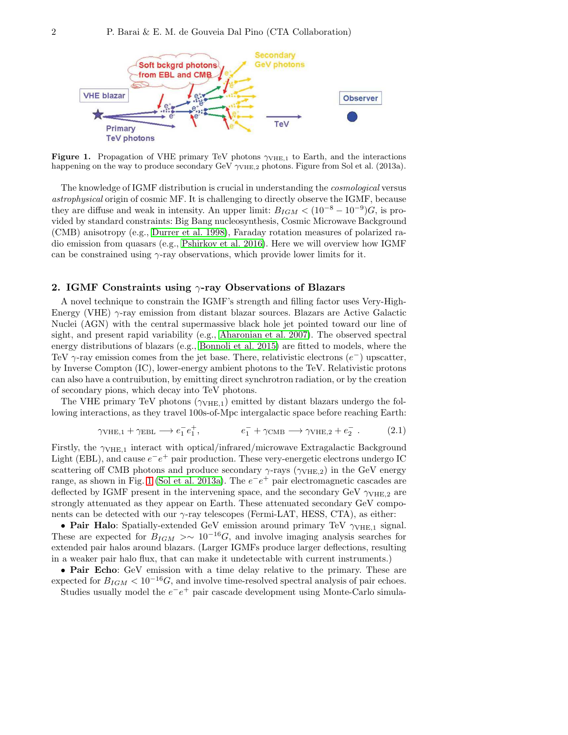**Figure 1.** Propagation of VHE primary TeV photons $\gamma_{\mathrm{VHE},1}$ to Earth, and the interactions happening on the way to produce secondary GeV $\gamma_{\mathrm{VHE},2}$ photons. Figure from Sol et al. (2013a).

The knowledge of IGMF distribution is crucial in understanding the *cosmological* versus *astrophysical* origin of cosmic MF. It is challenging to directly observe the IGMF, because they are diffuse and weak in intensity. An upper limit: $B_{IGM} < (10^{-8} - 10^{-9})G$, is provided by standard constraints: Big Bang nucleosynthesis, Cosmic Microwave Background (CMB) anisotropy (e.g., Durrer et al. 1998), Faraday rotation measures of polarized radio emission from quasars (e.g., Pshirkov et al. 2016). Here we will overview how IGMF can be constrained using $\gamma$-ray observations, which provide lower limits for it.

## 2. IGMF Constraints using $\gamma$-ray Observations of Blazars

A novel technique to constrain the IGMF's strength and filling factor uses Very-High-Energy (VHE) $\gamma$-ray emission from distant blazar sources. Blazars are Active Galactic Nuclei (AGN) with the central supermassive black hole jet pointed toward our line of sight, and present rapid variability (e.g., Aharonian et al. 2007). The observed spectral energy distributions of blazars (e.g., Bonnoli et al. 2015) are fitted to models, where the TeV $\gamma$-ray emission comes from the jet base. There, relativistic electrons ($e^-$) upscatter, by Inverse Compton (IC), lower-energy ambient photons to the TeV. Relativistic protons can also have a contruibution, by emitting direct synchrotron radiation, or by the creation of secondary pions, which decay into TeV photons.

The VHE primary TeV photons ($\gamma_{\mathrm{VHE},1}$) emitted by distant blazars undergo the following interactions, as they travel 100s-of-Mpc intergalactic space before reaching Earth:

$$\gamma_{\mathrm{VHE},1} + \gamma_{\mathrm{EBL}} \longrightarrow e_1^- e_1^+, \qquad e_1^- + \gamma_{\mathrm{CMB}} \longrightarrow \gamma_{\mathrm{VHE},2} + e_2^- \ . \tag{2.1}$$

Firstly, the $\gamma_{\mathrm{VHE},1}$ interact with optical/infrared/microwave Extragalactic Background Light (EBL), and cause $e^-e^+$ pair production. These very-energetic electrons undergo IC scattering off CMB photons and produce secondary $\gamma$-rays ($\gamma_{\mathrm{VHE},2}$) in the GeV energy range, as shown in Fig. 1 (Sol et al. 2013a). The $e^-e^+$ pair electromagnetic cascades are deflected by IGMF present in the intervening space, and the secondary GeV $\gamma_{\mathrm{VHE},2}$ are strongly attenuated as they appear on Earth. These attenuated secondary GeV components can be detected with our $\gamma$-ray telescopes (Fermi-LAT, HESS, CTA), as either:

• **Pair Halo**: Spatially-extended GeV emission around primary TeV $\gamma_{\mathrm{VHE},1}$ signal. These are expected for $B_{IGM} >\sim 10^{-16}G$, and involve imaging analysis searches for extended pair halos around blazars. (Larger IGMFs produce larger deflections, resulting in a weaker pair halo flux, that can make it undetectable with current instruments.)

• **Pair Echo**: GeV emission with a time delay relative to the primary. These are expected for $B_{IGM} < 10^{-16}G$, and involve time-resolved spectral analysis of pair echoes.

Studies usually model the $e^-e^+$ pair cascade development using Monte-Carlo simula-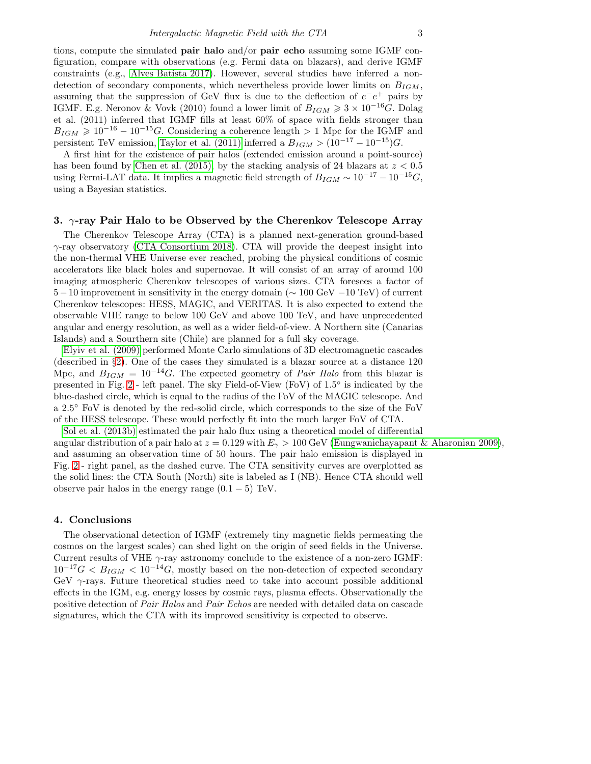tions, compute the simulated **pair halo** and/or **pair echo** assuming some IGMF configuration, compare with observations (e.g. Fermi data on blazars), and derive IGMF constraints (e.g., Alves Batista 2017). However, several studies have inferred a non-detection of secondary components, which nevertheless provide lower limits on $B_{IGM}$, assuming that the suppression of GeV flux is due to the deflection of $e^{-}e^{+}$ pairs by IGMF. E.g. Neronov & Vovk (2010) found a lower limit of $B_{IGM} \geqslant 3 \times 10^{-16} G$. Dolag et al. (2011) inferred that IGMF fills at least 60% of space with fields stronger than $B_{IGM} \geqslant 10^{-16} - 10^{-15} G$. Considering a coherence length $> 1$ Mpc for the IGMF and persistent TeV emission, Taylor et al. (2011) inferred a $B_{IGM} > (10^{-17} - 10^{-15}) G$.

A first hint for the existence of pair halos (extended emission around a point-source) has been found by Chen et al. (2015), by the stacking analysis of 24 blazars at $z < 0.5$ using Fermi-LAT data. It implies a magnetic field strength of $B_{IGM} \sim 10^{-17} - 10^{-15} G$, using a Bayesian statistics.

## 3. $\gamma$-ray Pair Halo to be Observed by the Cherenkov Telescope Array

The Cherenkov Telescope Array (CTA) is a planned next-generation ground-based $\gamma$-ray observatory (CTA Consortium 2018). CTA will provide the deepest insight into the non-thermal VHE Universe ever reached, probing the physical conditions of cosmic accelerators like black holes and supernovae. It will consist of an array of around 100 imaging atmospheric Cherenkov telescopes of various sizes. CTA foresees a factor of $5 - 10$ improvement in sensitivity in the energy domain ($\sim 100$ GeV $-10$ TeV) of current Cherenkov telescopes: HESS, MAGIC, and VERITAS. It is also expected to extend the observable VHE range to below 100 GeV and above 100 TeV, and have unprecedented angular and energy resolution, as well as a wider field-of-view. A Northern site (Canarias Islands) and a Sourthern site (Chile) are planned for a full sky coverage.

Elyiv et al. (2009) performed Monte Carlo simulations of 3D electromagnetic cascades (described in §2). One of the cases they simulated is a blazar source at a distance 120 Mpc, and $B_{IGM} = 10^{-14} G$. The expected geometry of *Pair Halo* from this blazar is presented in Fig. 2 - left panel. The sky Field-of-View (FoV) of 1.5° is indicated by the blue-dashed circle, which is equal to the radius of the FoV of the MAGIC telescope. And a 2.5° FoV is denoted by the red-solid circle, which corresponds to the size of the FoV of the HESS telescope. These would perfectly fit into the much larger FoV of CTA.

Sol et al. (2013b) estimated the pair halo flux using a theoretical model of differential angular distribution of a pair halo at $z = 0.129$ with $E_{\gamma} > 100$ GeV (Eungwanichayapant & Aharonian 2009), and assuming an observation time of 50 hours. The pair halo emission is displayed in Fig. 2 - right panel, as the dashed curve. The CTA sensitivity curves are overplotted as the solid lines: the CTA South (North) site is labeled as I (NB). Hence CTA should well observe pair halos in the energy range $(0.1 - 5)$ TeV.

## 4. Conclusions

The observational detection of IGMF (extremely tiny magnetic fields permeating the cosmos on the largest scales) can shed light on the origin of seed fields in the Universe. Current results of VHE $\gamma$-ray astronomy conclude to the existence of a non-zero IGMF: $10^{-17} G < B_{IGM} < 10^{-14} G$, mostly based on the non-detection of expected secondary GeV $\gamma$-rays. Future theoretical studies need to take into account possible additional effects in the IGM, e.g. energy losses by cosmic rays, plasma effects. Observationally the positive detection of *Pair Halos* and *Pair Echos* are needed with detailed data on cascade signatures, which the CTA with its improved sensitivity is expected to observe.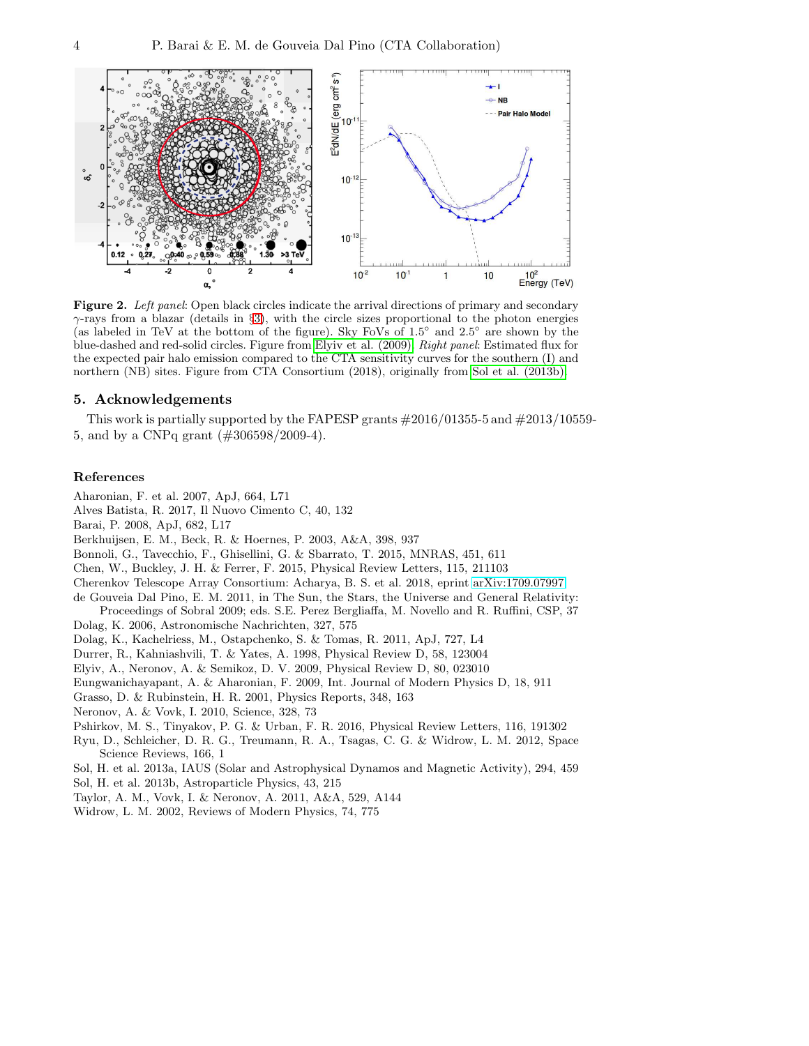4

δ, °

4

2

0

-2

-4

0.12 0.27 0.40 0.59 0.88 1.30 >3 TeV

-4 -2 0 2 4

α, °

$E^2dN/dE$ (erg cm$^2$ s$^{-1}$)

$10^{-11}$

$10^{-12}$

$10^{-13}$

I

NB

Pair Halo Model

$10^{-2}$ $10^{-1}$ 1 10 $10^2$

Energy (TeV)

**Figure 2.** *Left panel*: Open black circles indicate the arrival directions of primary and secondary $\gamma$-rays from a blazar (details in §3), with the circle sizes proportional to the photon energies (as labeled in TeV at the bottom of the figure). Sky FoVs of 1.5° and 2.5° are shown by the blue-dashed and red-solid circles. Figure from Elyiv et al. (2009). *Right panel*: Estimated flux for the expected pair halo emission compared to the CTA sensitivity curves for the southern (I) and northern (NB) sites. Figure from CTA Consortium (2018), originally from Sol et al. (2013b).

## 5. Acknowledgements

This work is partially supported by the FAPESP grants #2016/01355-5 and #2013/10559-5, and by a CNPq grant (#306598/2009-4).

## References

Aharonian, F. et al. 2007, ApJ, 664, L71
Alves Batista, R. 2017, Il Nuovo Cimento C, 40, 132
Barai, P. 2008, ApJ, 682, L17
Berkhuijsen, E. M., Beck, R. & Hoernes, P. 2003, A&A, 398, 937
Bonnoli, G., Tavecchio, F., Ghisellini, G. & Sbarrato, T. 2015, MNRAS, 451, 611
Chen, W., Buckley, J. H. & Ferrer, F. 2015, Physical Review Letters, 115, 211103
Cherenkov Telescope Array Consortium: Acharya, B. S. et al. 2018, eprint arXiv:1709.07997
de Gouveia Dal Pino, E. M. 2011, in The Sun, the Stars, the Universe and General Relativity: Proceedings of Sobral 2009; eds. S.E. Perez Bergliaffa, M. Novello and R. Ruffini, CSP, 37
Dolag, K. 2006, Astronomische Nachrichten, 327, 575
Dolag, K., Kachelriess, M., Ostapchenko, S. & Tomas, R. 2011, ApJ, 727, L4
Durrer, R., Kahniashvili, T. & Yates, A. 1998, Physical Review D, 58, 123004
Elyiv, A., Neronov, A. & Semikoz, D. V. 2009, Physical Review D, 80, 023010
Eungwanichayapant, A. & Aharonian, F. 2009, Int. Journal of Modern Physics D, 18, 911
Grasso, D. & Rubinstein, H. R. 2001, Physics Reports, 348, 163
Neronov, A. & Vovk, I. 2010, Science, 328, 73
Pshirkov, M. S., Tinyakov, P. G. & Urban, F. R. 2016, Physical Review Letters, 116, 191302
Ryu, D., Schleicher, D. R. G., Treumann, R. A., Tsagas, C. G. & Widrow, L. M. 2012, Space Science Reviews, 166, 1
Sol, H. et al. 2013a, IAUS (Solar and Astrophysical Dynamos and Magnetic Activity), 294, 459
Sol, H. et al. 2013b, Astroparticle Physics, 43, 215
Taylor, A. M., Vovk, I. & Neronov, A. 2011, A&A, 529, A144
Widrow, L. M. 2002, Reviews of Modern Physics, 74, 775